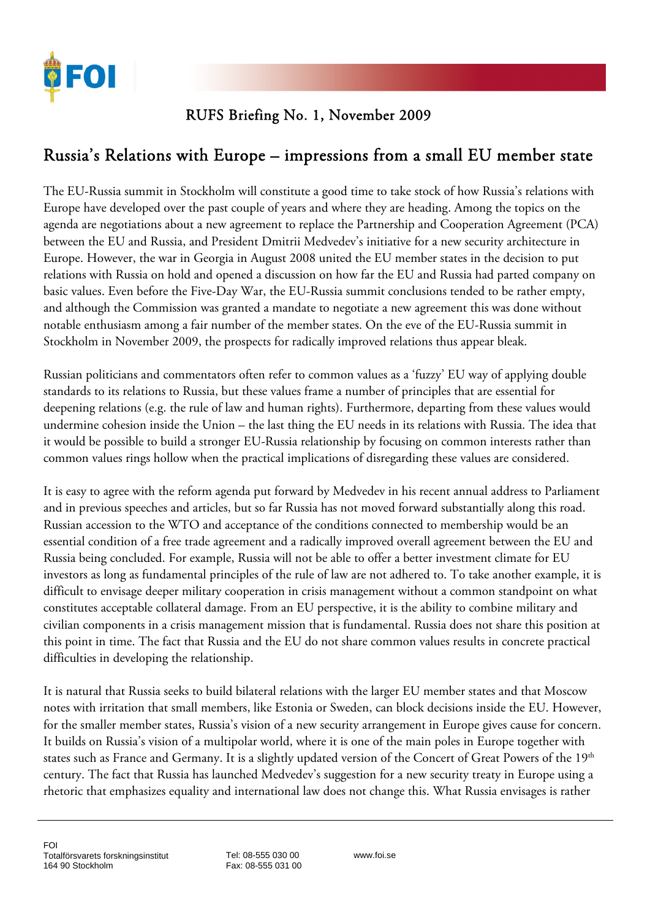RUFS Briefing No. 1, November 2009

# Russia's Relations with Europe – impressions from a small EU member state

The EU-Russia summit in Stockholm will constitute a good time to take stock of how Russia's relations with Europe have developed over the past couple of years and where they are heading. Among the topics on the agenda are negotiations about a new agreement to replace the Partnership and Cooperation Agreement (PCA) between the EU and Russia, and President Dmitrii Medvedev's initiative for a new security architecture in Europe. However, the war in Georgia in August 2008 united the EU member states in the decision to put relations with Russia on hold and opened a discussion on how far the EU and Russia had parted company on basic values. Even before the Five-Day War, the EU-Russia summit conclusions tended to be rather empty, and although the Commission was granted a mandate to negotiate a new agreement this was done without notable enthusiasm among a fair number of the member states. On the eve of the EU-Russia summit in Stockholm in November 2009, the prospects for radically improved relations thus appear bleak.

Russian politicians and commentators often refer to common values as a 'fuzzy' EU way of applying double standards to its relations to Russia, but these values frame a number of principles that are essential for deepening relations (e.g. the rule of law and human rights). Furthermore, departing from these values would undermine cohesion inside the Union – the last thing the EU needs in its relations with Russia. The idea that it would be possible to build a stronger EU-Russia relationship by focusing on common interests rather than common values rings hollow when the practical implications of disregarding these values are considered.

It is easy to agree with the reform agenda put forward by Medvedev in his recent annual address to Parliament and in previous speeches and articles, but so far Russia has not moved forward substantially along this road. Russian accession to the WTO and acceptance of the conditions connected to membership would be an essential condition of a free trade agreement and a radically improved overall agreement between the EU and Russia being concluded. For example, Russia will not be able to offer a better investment climate for EU investors as long as fundamental principles of the rule of law are not adhered to. To take another example, it is difficult to envisage deeper military cooperation in crisis management without a common standpoint on what constitutes acceptable collateral damage. From an EU perspective, it is the ability to combine military and civilian components in a crisis management mission that is fundamental. Russia does not share this position at this point in time. The fact that Russia and the EU do not share common values results in concrete practical difficulties in developing the relationship.

It is natural that Russia seeks to build bilateral relations with the larger EU member states and that Moscow notes with irritation that small members, like Estonia or Sweden, can block decisions inside the EU. However, for the smaller member states, Russia's vision of a new security arrangement in Europe gives cause for concern. It builds on Russia's vision of a multipolar world, where it is one of the main poles in Europe together with states such as France and Germany. It is a slightly updated version of the Concert of Great Powers of the 19th century. The fact that Russia has launched Medvedev's suggestion for a new security treaty in Europe using a rhetoric that emphasizes equality and international law does not change this. What Russia envisages is rather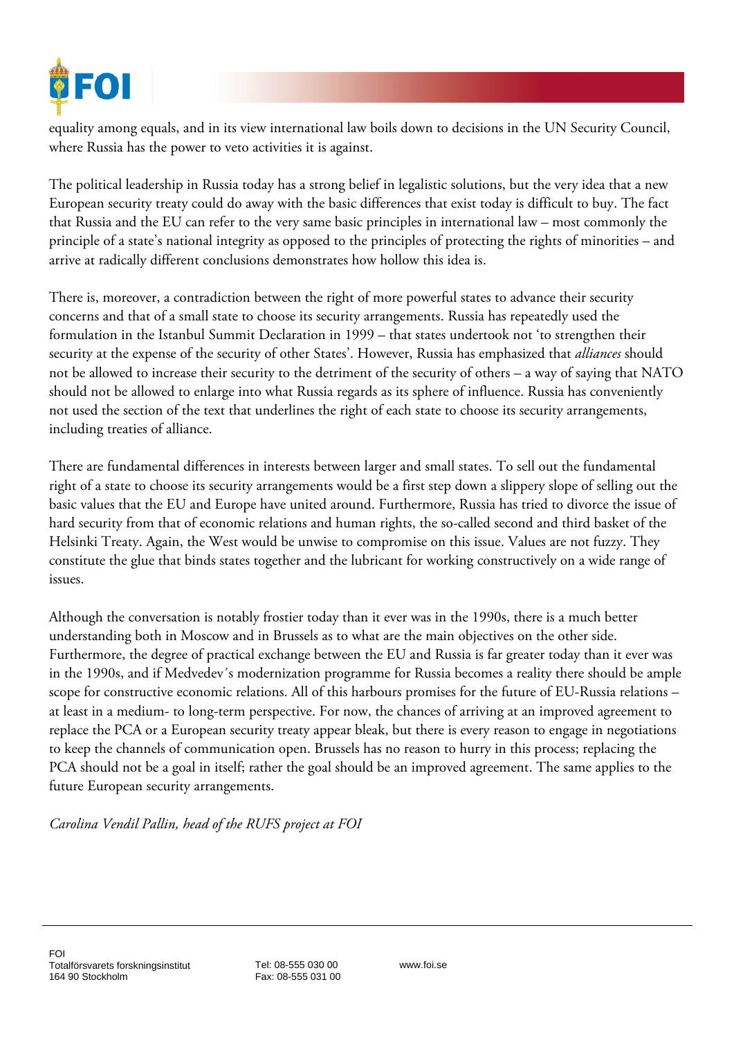equality among equals, and in its view international law boils down to decisions in the UN Security Council, where Russia has the power to veto activities it is against.

The political leadership in Russia today has a strong belief in legalistic solutions, but the very idea that a new European security treaty could do away with the basic differences that exist today is difficult to buy. The fact that Russia and the EU can refer to the very same basic principles in international law – most commonly the principle of a state's national integrity as opposed to the principles of protecting the rights of minorities – and arrive at radically different conclusions demonstrates how hollow this idea is.

There is, moreover, a contradiction between the right of more powerful states to advance their security concerns and that of a small state to choose its security arrangements. Russia has repeatedly used the formulation in the Istanbul Summit Declaration in 1999 – that states undertook not 'to strengthen their security at the expense of the security of other States'. However, Russia has emphasized that *alliances* should not be allowed to increase their security to the detriment of the security of others – a way of saying that NATO should not be allowed to enlarge into what Russia regards as its sphere of influence. Russia has conveniently not used the section of the text that underlines the right of each state to choose its security arrangements, including treaties of alliance.

There are fundamental differences in interests between larger and small states. To sell out the fundamental right of a state to choose its security arrangements would be a first step down a slippery slope of selling out the basic values that the EU and Europe have united around. Furthermore, Russia has tried to divorce the issue of hard security from that of economic relations and human rights, the so-called second and third basket of the Helsinki Treaty. Again, the West would be unwise to compromise on this issue. Values are not fuzzy. They constitute the glue that binds states together and the lubricant for working constructively on a wide range of issues.

Although the conversation is notably frostier today than it ever was in the 1990s, there is a much better understanding both in Moscow and in Brussels as to what are the main objectives on the other side. Furthermore, the degree of practical exchange between the EU and Russia is far greater today than it ever was in the 1990s, and if Medvedev´s modernization programme for Russia becomes a reality there should be ample scope for constructive economic relations. All of this harbours promises for the future of EU-Russia relations – at least in a medium- to long-term perspective. For now, the chances of arriving at an improved agreement to replace the PCA or a European security treaty appear bleak, but there is every reason to engage in negotiations to keep the channels of communication open. Brussels has no reason to hurry in this process; replacing the PCA should not be a goal in itself; rather the goal should be an improved agreement. The same applies to the future European security arrangements.

*Carolina Vendil Pallin, head of the RUFS project at FOI*